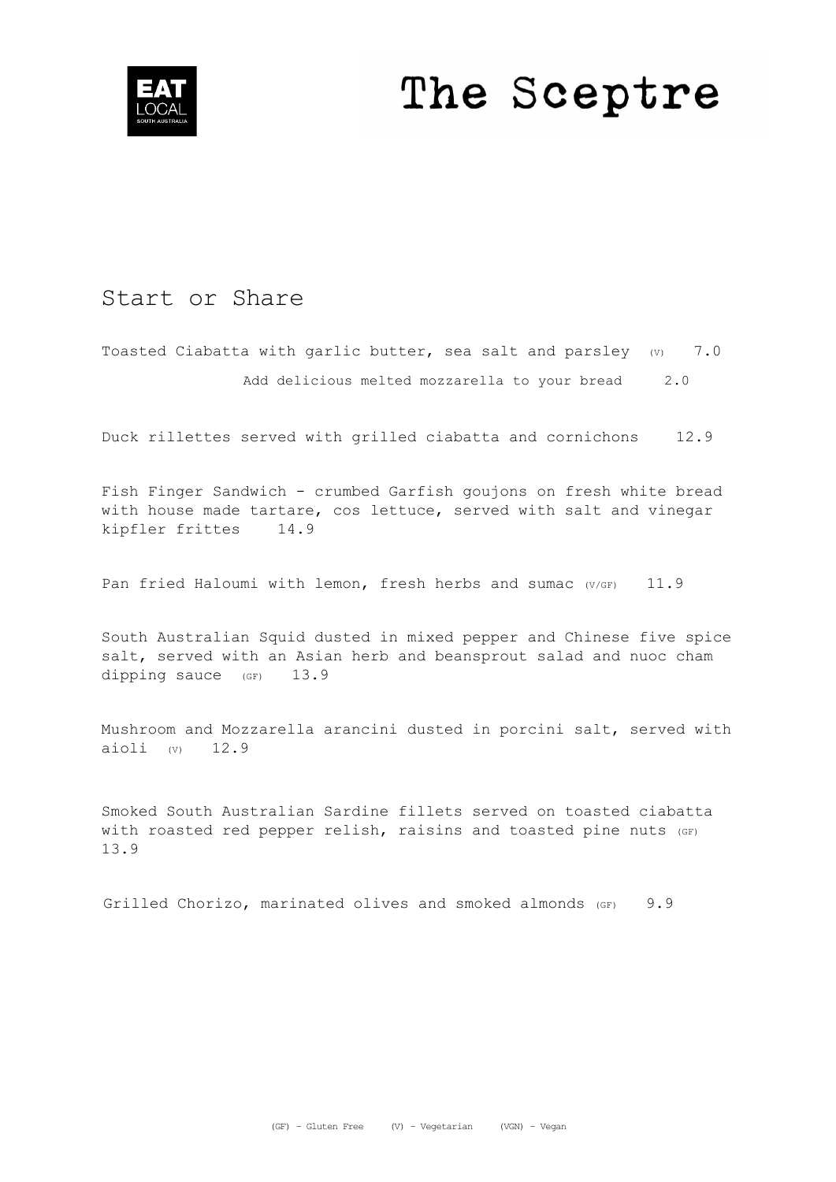EAT LOCAL SOUTH AUSTRALIA

# The Sceptre

## Start or Share

Toasted Ciabatta with garlic butter, sea salt and parsley (V) 7.0

Add delicious melted mozzarella to your bread 2.0

Duck rillettes served with grilled ciabatta and cornichons 12.9

Fish Finger Sandwich - crumbed Garfish goujons on fresh white bread with house made tartare, cos lettuce, served with salt and vinegar kipfler frittes 14.9

Pan fried Haloumi with lemon, fresh herbs and sumac (V/GF) 11.9

South Australian Squid dusted in mixed pepper and Chinese five spice salt, served with an Asian herb and beansprout salad and nuoc cham dipping sauce (GF) 13.9

Mushroom and Mozzarella arancini dusted in porcini salt, served with aioli (V) 12.9

Smoked South Australian Sardine fillets served on toasted ciabatta with roasted red pepper relish, raisins and toasted pine nuts (GF) 13.9

Grilled Chorizo, marinated olives and smoked almonds (GF) 9.9

(GF) – Gluten Free (V) – Vegetarian (VGN) – Vegan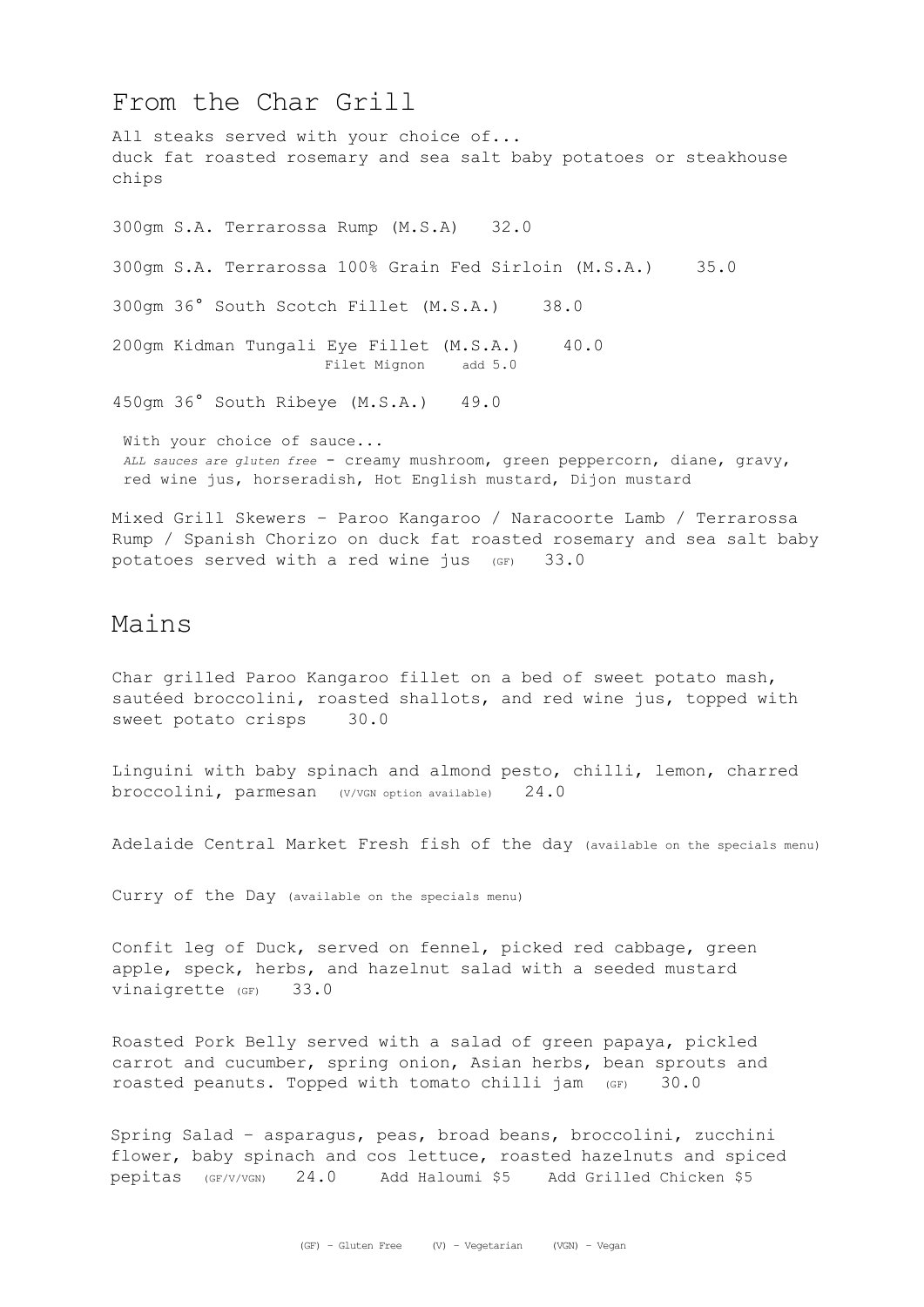## From the Char Grill

All steaks served with your choice of...
duck fat roasted rosemary and sea salt baby potatoes or steakhouse chips

300gm S.A. Terrarossa Rump (M.S.A) 32.0

300gm S.A. Terrarossa 100% Grain Fed Sirloin (M.S.A.) 35.0

300gm 36° South Scotch Fillet (M.S.A.) 38.0

200gm Kidman Tungali Eye Fillet (M.S.A.) 40.0
Filet Mignon add 5.0

450gm 36° South Ribeye (M.S.A.) 49.0

With your choice of sauce...
*ALL sauces are gluten free* - creamy mushroom, green peppercorn, diane, gravy, red wine jus, horseradish, Hot English mustard, Dijon mustard

Mixed Grill Skewers – Paroo Kangaroo / Naracoorte Lamb / Terrarossa Rump / Spanish Chorizo on duck fat roasted rosemary and sea salt baby potatoes served with a red wine jus (GF) 33.0

## Mains

Char grilled Paroo Kangaroo fillet on a bed of sweet potato mash, sautéed broccolini, roasted shallots, and red wine jus, topped with sweet potato crisps 30.0

Linguini with baby spinach and almond pesto, chilli, lemon, charred broccolini, parmesan (V/VGN option available) 24.0

Adelaide Central Market Fresh fish of the day (available on the specials menu)

Curry of the Day (available on the specials menu)

Confit leg of Duck, served on fennel, picked red cabbage, green apple, speck, herbs, and hazelnut salad with a seeded mustard vinaigrette (GF) 33.0

Roasted Pork Belly served with a salad of green papaya, pickled carrot and cucumber, spring onion, Asian herbs, bean sprouts and roasted peanuts. Topped with tomato chilli jam (GF) 30.0

Spring Salad – asparagus, peas, broad beans, broccolini, zucchini flower, baby spinach and cos lettuce, roasted hazelnuts and spiced pepitas (GF/V/VGN) 24.0 Add Haloumi $5 Add Grilled Chicken $5

(GF) – Gluten Free (V) – Vegetarian (VGN) – Vegan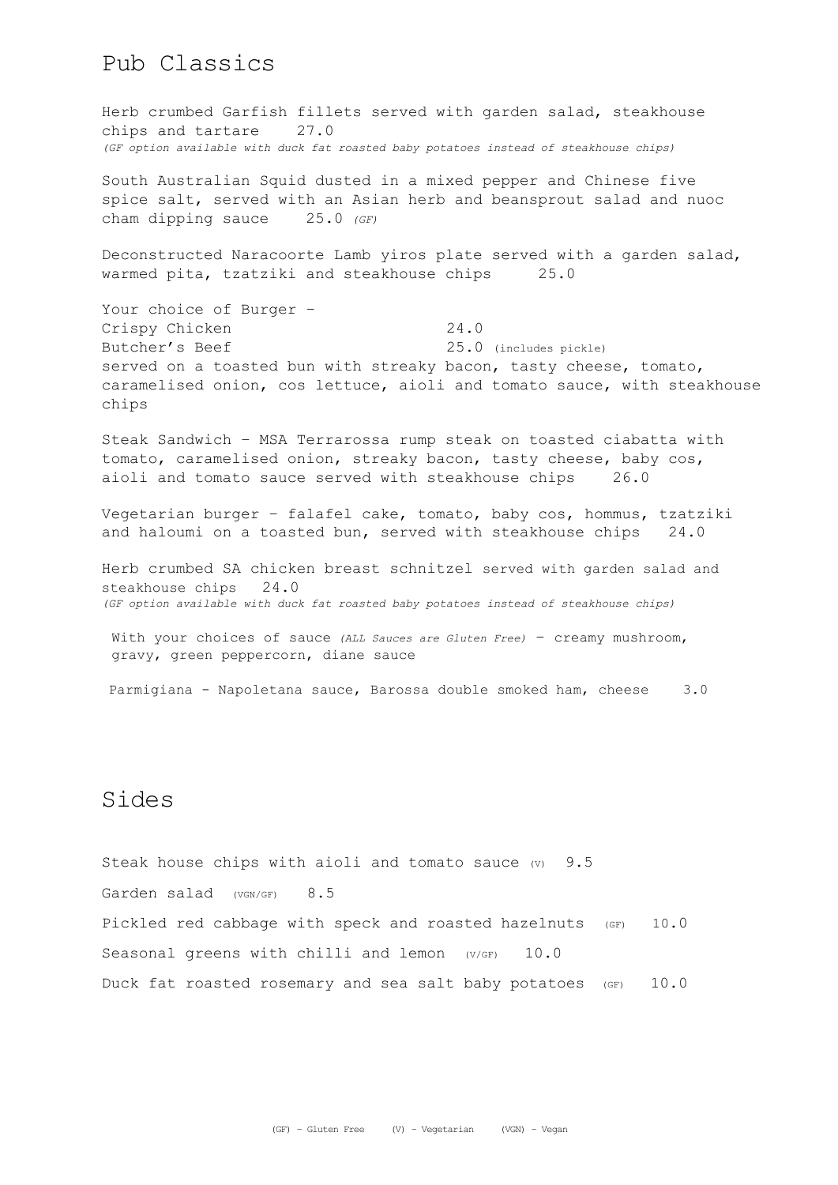## Pub Classics

Herb crumbed Garfish fillets served with garden salad, steakhouse chips and tartare 27.0
*(GF option available with duck fat roasted baby potatoes instead of steakhouse chips)*

South Australian Squid dusted in a mixed pepper and Chinese five spice salt, served with an Asian herb and beansprout salad and nuoc cham dipping sauce 25.0 *(GF)*

Deconstructed Naracoorte Lamb yiros plate served with a garden salad, warmed pita, tzatziki and steakhouse chips 25.0

Your choice of Burger –
Crispy Chicken 24.0
Butcher's Beef 25.0 (includes pickle)
served on a toasted bun with streaky bacon, tasty cheese, tomato, caramelised onion, cos lettuce, aioli and tomato sauce, with steakhouse chips

Steak Sandwich – MSA Terrarossa rump steak on toasted ciabatta with tomato, caramelised onion, streaky bacon, tasty cheese, baby cos, aioli and tomato sauce served with steakhouse chips 26.0

Vegetarian burger – falafel cake, tomato, baby cos, hommus, tzatziki and haloumi on a toasted bun, served with steakhouse chips 24.0

Herb crumbed SA chicken breast schnitzel served with garden salad and steakhouse chips 24.0
*(GF option available with duck fat roasted baby potatoes instead of steakhouse chips)*

With your choices of sauce *(ALL Sauces are Gluten Free)* – creamy mushroom, gravy, green peppercorn, diane sauce

Parmigiana - Napoletana sauce, Barossa double smoked ham, cheese 3.0

## Sides

Steak house chips with aioli and tomato sauce (V) 9.5

Garden salad (VGN/GF) 8.5

Pickled red cabbage with speck and roasted hazelnuts (GF) 10.0

Seasonal greens with chilli and lemon (V/GF) 10.0

Duck fat roasted rosemary and sea salt baby potatoes (GF) 10.0

(GF) – Gluten Free (V) – Vegetarian (VGN) – Vegan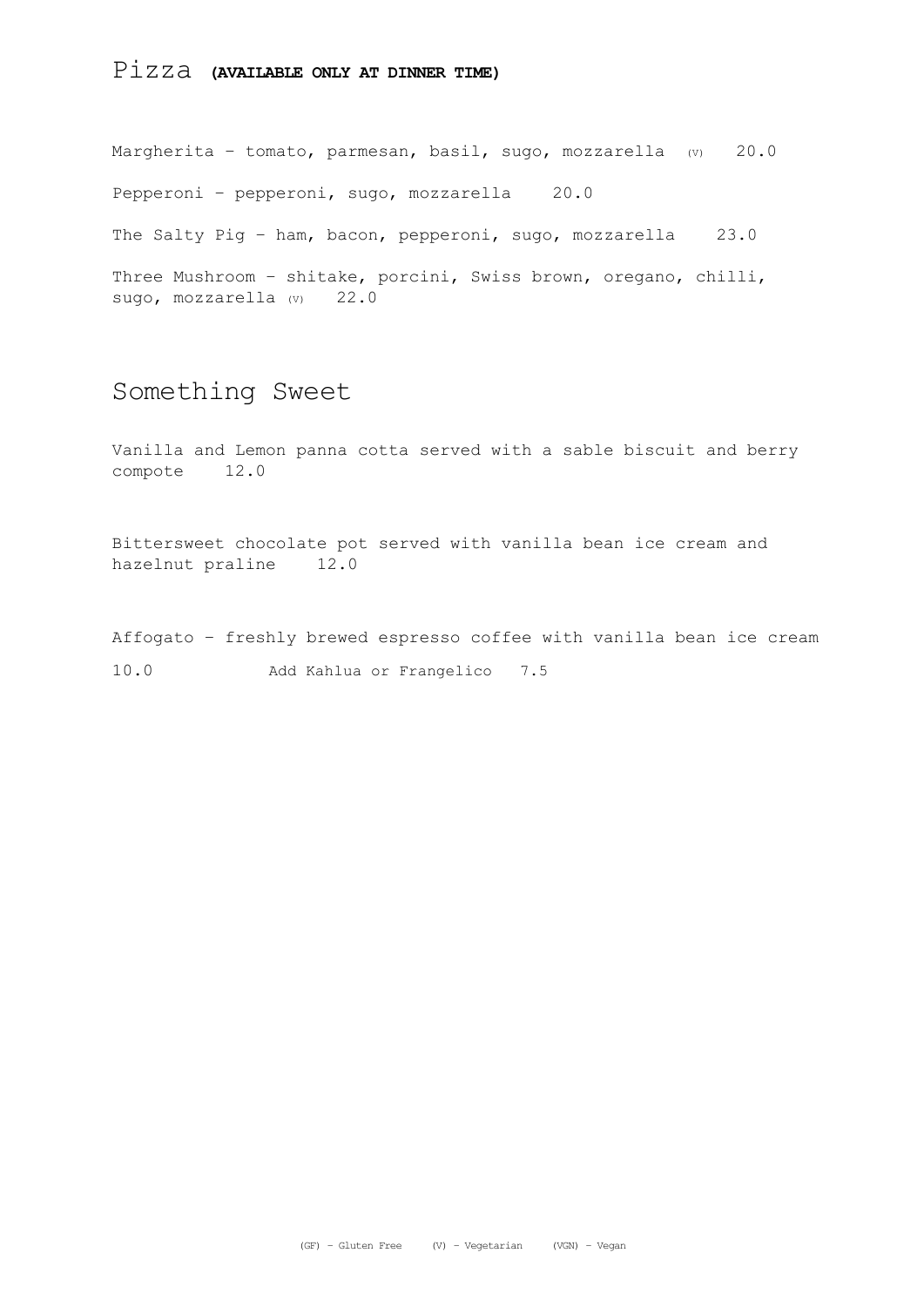## Pizza **(AVAILABLE ONLY AT DINNER TIME)**

Margherita – tomato, parmesan, basil, sugo, mozzarella (V) 20.0

Pepperoni – pepperoni, sugo, mozzarella 20.0

The Salty Pig – ham, bacon, pepperoni, sugo, mozzarella 23.0

Three Mushroom – shitake, porcini, Swiss brown, oregano, chilli, sugo, mozzarella (V) 22.0

## Something Sweet

Vanilla and Lemon panna cotta served with a sable biscuit and berry compote 12.0

Bittersweet chocolate pot served with vanilla bean ice cream and hazelnut praline 12.0

Affogato – freshly brewed espresso coffee with vanilla bean ice cream 10.0 Add Kahlua or Frangelico 7.5

(GF) – Gluten Free (V) – Vegetarian (VGN) – Vegan